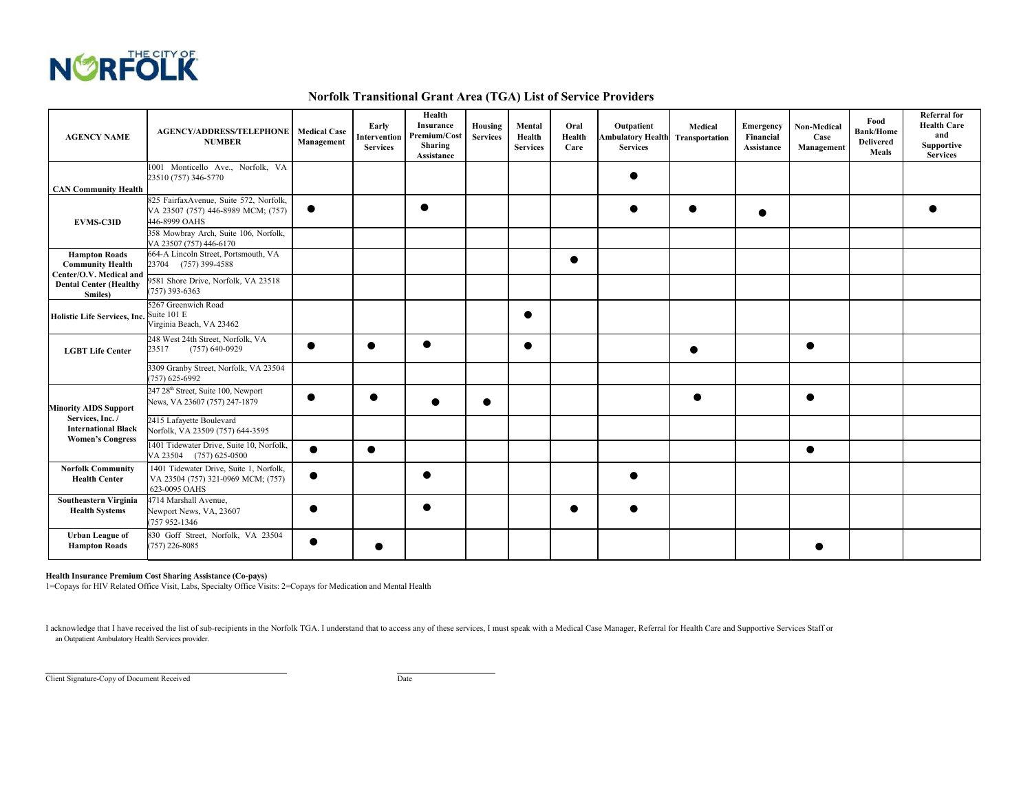THE CITY OF NORFOLK

## Norfolk Transitional Grant Area (TGA) List of Service Providers

| AGENCY NAME | AGENCY/ADDRESS/TELEPHONE NUMBER | Medical Case Management | Early Intervention Services | Health Insurance Premium/Cost Sharing Assistance | Housing Services | Mental Health Services | Oral Health Care | Outpatient Ambulatory Health Services | Medical Transportation | Emergency Financial Assistance | Non-Medical Case Management | Food Bank/Home Delivered Meals | Referral for Health Care and Supportive Services |
|---|---|---|---|---|---|---|---|---|---|---|---|---|---|
| CAN Community Health | 1001 Monticello Ave., Norfolk, VA 23510 (757) 346-5770 | | | | | | | ● | | | | | |
| EVMS-C3ID | 825 FairfaxAvenue, Suite 572, Norfolk, VA 23507 (757) 446-8989 MCM; (757) 446-8999 OAHS | ● | | ● | | | | ● | ● | ● | | | ● |
| | 358 Mowbray Arch, Suite 106, Norfolk, VA 23507 (757) 446-6170 | | | | | | | | | | | | |
| Hampton Roads Community Health Center/O.V. Medical and Dental Center (Healthy Smiles) | 664-A Lincoln Street, Portsmouth, VA 23704 (757) 399-4588 | | | | | | ● | | | | | | |
| | 9581 Shore Drive, Norfolk, VA 23518 (757) 393-6363 | | | | | | | | | | | | |
| Holistic Life Services, Inc. | 5267 Greenwich Road Suite 101 E Virginia Beach, VA 23462 | | | | | ● | | | | | | | |
| LGBT Life Center | 248 West 24th Street, Norfolk, VA 23517 (757) 640-0929 | ● | ● | ● | | ● | | | ● | | ● | | |
| | 3309 Granby Street, Norfolk, VA 23504 (757) 625-6992 | | | | | | | | | | | | |
| Minority AIDS Support Services, Inc. / International Black Women's Congress | 247 28th Street, Suite 100, Newport News, VA 23607 (757) 247-1879 | ● | ● | ● | ● | | | | ● | | ● | | |
| | 2415 Lafayette Boulevard Norfolk, VA 23509 (757) 644-3595 | | | | | | | | | | | | |
| | 1401 Tidewater Drive, Suite 10, Norfolk, VA 23504 (757) 625-0500 | ● | ● | | | | | | | | ● | | |
| Norfolk Community Health Center | 1401 Tidewater Drive, Suite 1, Norfolk, VA 23504 (757) 321-0969 MCM; (757) 623-0095 OAHS | ● | | ● | | | | ● | | | | | |
| Southeastern Virginia Health Systems | 4714 Marshall Avenue, Newport News, VA, 23607 (757 952-1346 | ● | | ● | | | ● | ● | | | | | |
| Urban League of Hampton Roads | 830 Goff Street, Norfolk, VA 23504 (757) 226-8085 | ● | ● | | | | | | | | ● | | |

**Health Insurance Premium Cost Sharing Assistance (Co-pays)**
1=Copays for HIV Related Office Visit, Labs, Specialty Office Visits: 2=Copays for Medication and Mental Health

I acknowledge that I have received the list of sub-recipients in the Norfolk TGA. I understand that to access any of these services, I must speak with a Medical Case Manager, Referral for Health Care and Supportive Services Staff or an Outpatient Ambulatory Health Services provider.

______________________________
Client Signature-Copy of Document Received

______________
Date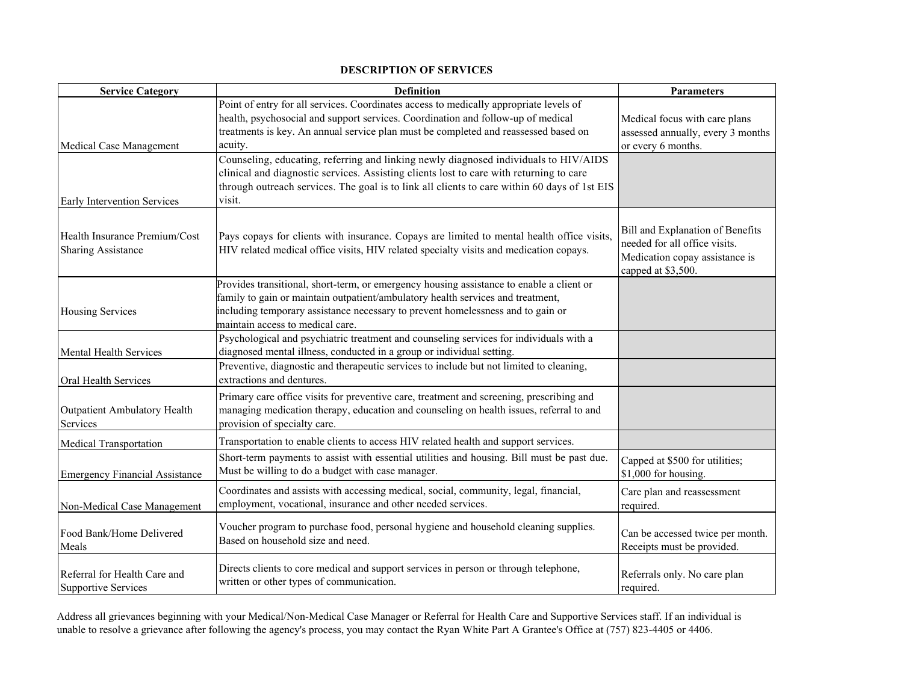## DESCRIPTION OF SERVICES

| Service Category | Definition | Parameters |
|---|---|---|
| Medical Case Management | Point of entry for all services. Coordinates access to medically appropriate levels of health, psychosocial and support services. Coordination and follow-up of medical treatments is key. An annual service plan must be completed and reassessed based on acuity. | Medical focus with care plans assessed annually, every 3 months or every 6 months. |
| Early Intervention Services | Counseling, educating, referring and linking newly diagnosed individuals to HIV/AIDS clinical and diagnostic services. Assisting clients lost to care with returning to care through outreach services. The goal is to link all clients to care within 60 days of 1st EIS visit. | |
| Health Insurance Premium/Cost Sharing Assistance | Pays copays for clients with insurance. Copays are limited to mental health office visits, HIV related medical office visits, HIV related specialty visits and medication copays. | Bill and Explanation of Benefits needed for all office visits. Medication copay assistance is capped at $3,500. |
| Housing Services | Provides transitional, short-term, or emergency housing assistance to enable a client or family to gain or maintain outpatient/ambulatory health services and treatment, including temporary assistance necessary to prevent homelessness and to gain or maintain access to medical care. | |
| Mental Health Services | Psychological and psychiatric treatment and counseling services for individuals with a diagnosed mental illness, conducted in a group or individual setting. | |
| Oral Health Services | Preventive, diagnostic and therapeutic services to include but not limited to cleaning, extractions and dentures. | |
| Outpatient Ambulatory Health Services | Primary care office visits for preventive care, treatment and screening, prescribing and managing medication therapy, education and counseling on health issues, referral to and provision of specialty care. | |
| Medical Transportation | Transportation to enable clients to access HIV related health and support services. | |
| Emergency Financial Assistance | Short-term payments to assist with essential utilities and housing. Bill must be past due. Must be willing to do a budget with case manager. | Capped at $500 for utilities; $1,000 for housing. |
| Non-Medical Case Management | Coordinates and assists with accessing medical, social, community, legal, financial, employment, vocational, insurance and other needed services. | Care plan and reassessment required. |
| Food Bank/Home Delivered Meals | Voucher program to purchase food, personal hygiene and household cleaning supplies. Based on household size and need. | Can be accessed twice per month. Receipts must be provided. |
| Referral for Health Care and Supportive Services | Directs clients to core medical and support services in person or through telephone, written or other types of communication. | Referrals only. No care plan required. |

Address all grievances beginning with your Medical/Non-Medical Case Manager or Referral for Health Care and Supportive Services staff. If an individual is unable to resolve a grievance after following the agency's process, you may contact the Ryan White Part A Grantee's Office at (757) 823-4405 or 4406.